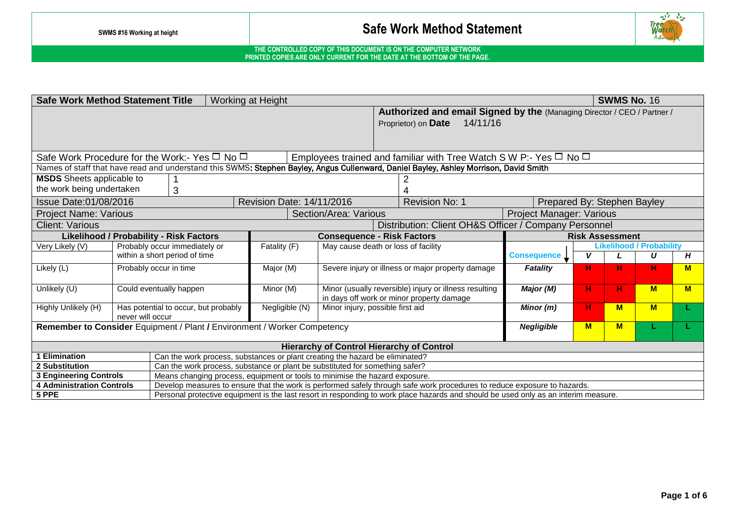SWMS #16 Working at height

# Safe Work Method Statement

THE CONTROLLED COPY OF THIS DOCUMENT IS ON THE COMPUTER NETWORK
PRINTED COPIES ARE ONLY CURRENT FOR THE DATE AT THE BOTTOM OF THE PAGE.

| **Safe Work Method Statement Title** | Working at Height | **SWMS No.** 16 |
|---|---|---|
| | **Authorized and email Signed by the** (Managing Director / CEO / Partner / Proprietor) on **Date** 14/11/16 | |

Safe Work Procedure for the Work:- Yes ☐ No ☐ — Employees trained and familiar with Tree Watch S W P:- Yes ☐ No ☐

Names of staff that have read and understand this SWMS**: Stephen Bayley, Angus Cullenward, Daniel Bayley, Ashley Morrison, David Smith**

| **MSDS** Sheets applicable to the work being undertaken | 1 | 2 |
|---|---|---|
| | 3 | 4 |

| Issue Date:01/08/2016 | Revision Date: 14/11/2016 | Revision No: 1 | Prepared By: Stephen Bayley |
|---|---|---|---|
| Project Name: Various | Section/Area: Various | Project Manager: Various | |
| Client: Various | Distribution: Client OH&S Officer / Company Personnel | | |

| **Likelihood / Probability - Risk Factors** | | **Consequence - Risk Factors** | | **Risk Assessment** | | | | |
|---|---|---|---|---|---|---|---|---|
| | | | | | **Likelihood / Probability** | | | |
| Very Likely (V) | Probably occur immediately or within a short period of time | Fatality (F) | May cause death or loss of facility | **Consequence** ↓ | ***V*** | ***L*** | ***U*** | ***H*** |
| Likely (L) | Probably occur in time | Major (M) | Severe injury or illness or major property damage | ***Fatality*** | **H** | **H** | **H** | **M** |
| Unlikely (U) | Could eventually happen | Minor (M) | Minor (usually reversible) injury or illness resulting in days off work or minor property damage | ***Major (M)*** | **H** | **H** | **M** | **M** |
| Highly Unlikely (H) | Has potential to occur, but probably never will occur | Negligible (N) | Minor injury, possible first aid | ***Minor (m)*** | **H** | **M** | **M** | **L** |
| **Remember to Consider** Equipment / Plant / Environment / Worker Competency | | | | ***Negligible*** | **M** | **M** | **L** | **L** |

| **Hierarchy of Control Hierarchy of Control** | |
|---|---|
| **1 Elimination** | Can the work process, substances or plant creating the hazard be eliminated? |
| **2 Substitution** | Can the work process, substance or plant be substituted for something safer? |
| **3 Engineering Controls** | Means changing process, equipment or tools to minimise the hazard exposure. |
| **4 Administration Controls** | Develop measures to ensure that the work is performed safely through safe work procedures to reduce exposure to hazards. |
| **5 PPE** | Personal protective equipment is the last resort in responding to work place hazards and should be used only as an interim measure. |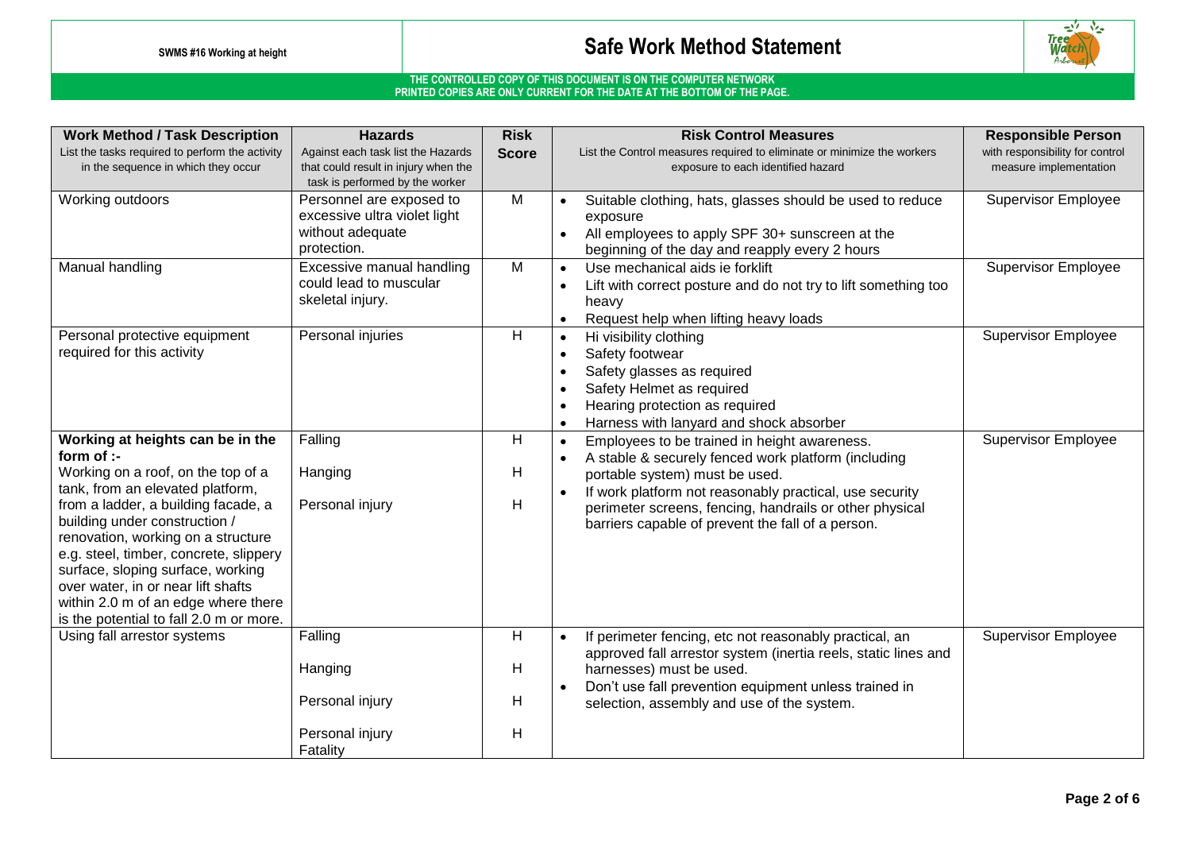| **Work Method / Task Description**<br>List the tasks required to perform the activity in the sequence in which they occur | **Hazards**<br>Against each task list the Hazards that could result in injury when the task is performed by the worker | **Risk Score** | **Risk Control Measures**<br>List the Control measures required to eliminate or minimize the workers exposure to each identified hazard | **Responsible Person**<br>with responsibility for control measure implementation |
|---|---|---|---|---|
| Working outdoors | Personnel are exposed to excessive ultra violet light without adequate protection. | M | • Suitable clothing, hats, glasses should be used to reduce exposure<br>• All employees to apply SPF 30+ sunscreen at the beginning of the day and reapply every 2 hours | Supervisor Employee |
| Manual handling | Excessive manual handling could lead to muscular skeletal injury. | M | • Use mechanical aids ie forklift<br>• Lift with correct posture and do not try to lift something too heavy<br>• Request help when lifting heavy loads | Supervisor Employee |
| Personal protective equipment required for this activity | Personal injuries | H | • Hi visibility clothing<br>• Safety footwear<br>• Safety glasses as required<br>• Safety Helmet as required<br>• Hearing protection as required<br>• Harness with lanyard and shock absorber | Supervisor Employee |
| **Working at heights can be in the form of :-**<br>Working on a roof, on the top of a tank, from an elevated platform, from a ladder, a building facade, a building under construction / renovation, working on a structure e.g. steel, timber, concrete, slippery surface, sloping surface, working over water, in or near lift shafts within 2.0 m of an edge where there is the potential to fall 2.0 m or more. | Falling<br><br>Hanging<br><br>Personal injury | H<br><br>H<br><br>H | • Employees to be trained in height awareness.<br>• A stable & securely fenced work platform (including portable system) must be used.<br>• If work platform not reasonably practical, use security perimeter screens, fencing, handrails or other physical barriers capable of prevent the fall of a person. | Supervisor Employee |
| Using fall arrestor systems | Falling<br><br>Hanging<br><br>Personal injury<br><br>Personal injury<br>Fatality | H<br><br>H<br><br>H<br><br>H | • If perimeter fencing, etc not reasonably practical, an approved fall arrestor system (inertia reels, static lines and harnesses) must be used.<br>• Don't use fall prevention equipment unless trained in selection, assembly and use of the system. | Supervisor Employee |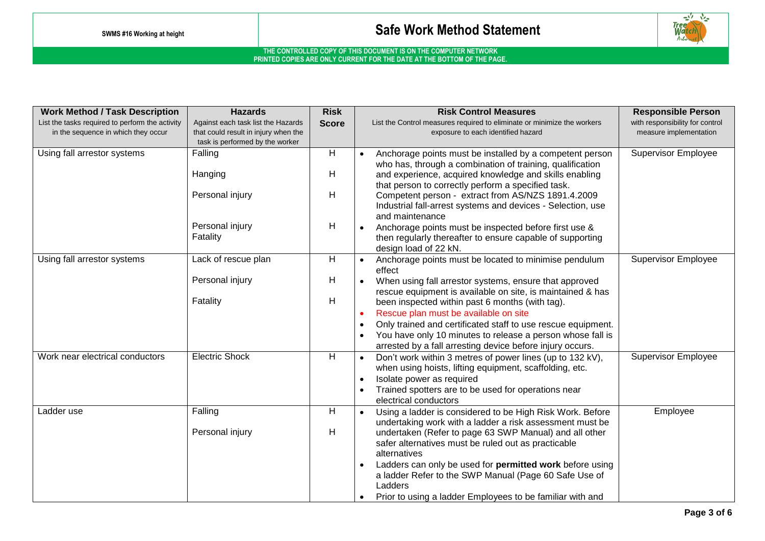| **Work Method / Task Description**<br>List the tasks required to perform the activity in the sequence in which they occur | **Hazards**<br>Against each task list the Hazards that could result in injury when the task is performed by the worker | **Risk Score** | **Risk Control Measures**<br>List the Control measures required to eliminate or minimize the workers exposure to each identified hazard | **Responsible Person**<br>with responsibility for control measure implementation |
|---|---|---|---|---|
| Using fall arrestor systems | Falling<br><br>Hanging<br><br>Personal injury<br><br>Personal injury<br>Fatality | H<br><br>H<br><br>H<br><br>H | • Anchorage points must be installed by a competent person who has, through a combination of training, qualification and experience, acquired knowledge and skills enabling that person to correctly perform a specified task. Competent person - extract from AS/NZS 1891.4.2009 Industrial fall-arrest systems and devices - Selection, use and maintenance<br>• Anchorage points must be inspected before first use & then regularly thereafter to ensure capable of supporting design load of 22 kN. | Supervisor Employee |
| Using fall arrestor systems | Lack of rescue plan<br><br>Personal injury<br><br>Fatality | H<br><br>H<br><br>H | • Anchorage points must be located to minimise pendulum effect<br>• When using fall arrestor systems, ensure that approved rescue equipment is available on site, is maintained & has been inspected within past 6 months (with tag).<br>• Rescue plan must be available on site<br>• Only trained and certificated staff to use rescue equipment.<br>• You have only 10 minutes to release a person whose fall is arrested by a fall arresting device before injury occurs. | Supervisor Employee |
| Work near electrical conductors | Electric Shock | H | • Don't work within 3 metres of power lines (up to 132 kV), when using hoists, lifting equipment, scaffolding, etc.<br>• Isolate power as required<br>• Trained spotters are to be used for operations near electrical conductors | Supervisor Employee |
| Ladder use | Falling<br><br>Personal injury | H<br><br>H | • Using a ladder is considered to be High Risk Work. Before undertaking work with a ladder a risk assessment must be undertaken (Refer to page 63 SWP Manual) and all other safer alternatives must be ruled out as practicable alternatives<br>• Ladders can only be used for **permitted work** before using a ladder Refer to the SWP Manual (Page 60 Safe Use of Ladders<br>• Prior to using a ladder Employees to be familiar with and | Employee |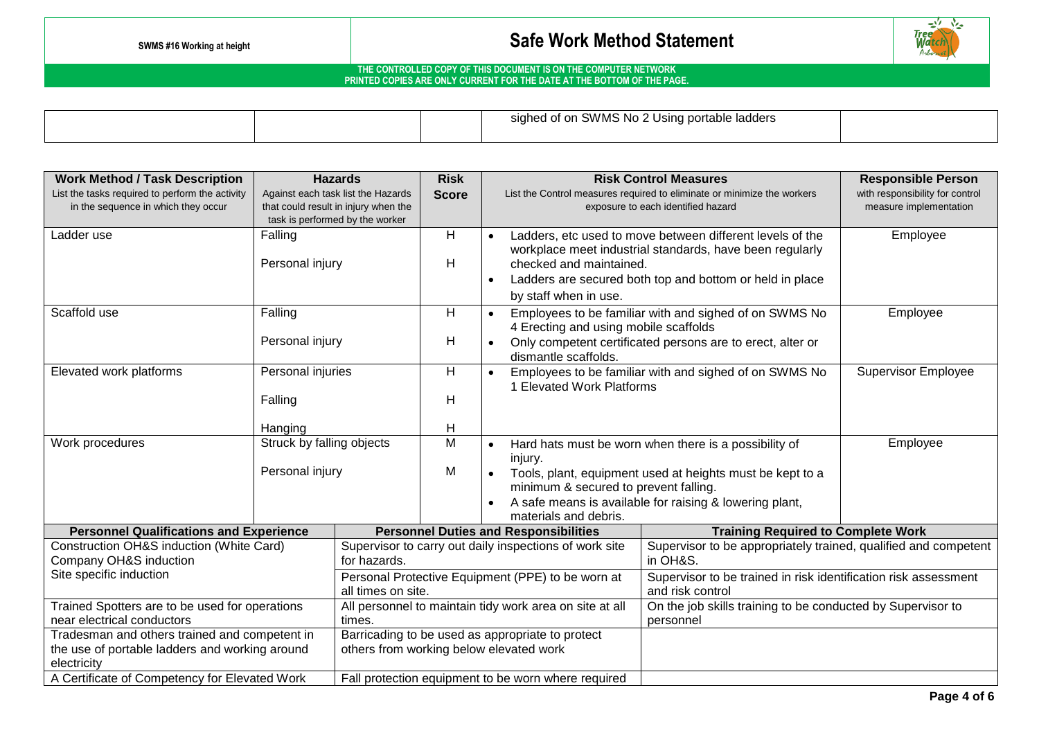| | | | sighed of on SWMS No 2 Using portable ladders | |
|---|---|---|---|---|

| Work Method / Task Description<br>List the tasks required to perform the activity in the sequence in which they occur | Hazards<br>Against each task list the Hazards that could result in injury when the task is performed by the worker | Risk Score | Risk Control Measures<br>List the Control measures required to eliminate or minimize the workers exposure to each identified hazard | Responsible Person<br>with responsibility for control measure implementation |
|---|---|---|---|---|
| Ladder use | Falling<br><br>Personal injury | H<br><br>H | • Ladders, etc used to move between different levels of the workplace meet industrial standards, have been regularly checked and maintained.<br>• Ladders are secured both top and bottom or held in place by staff when in use. | Employee |
| Scaffold use | Falling<br><br>Personal injury | H<br><br>H | • Employees to be familiar with and sighed of on SWMS No 4 Erecting and using mobile scaffolds<br>• Only competent certificated persons are to erect, alter or dismantle scaffolds. | Employee |
| Elevated work platforms | Personal injuries<br><br>Falling<br><br>Hanging | H<br><br>H<br><br>H | • Employees to be familiar with and sighed of on SWMS No 1 Elevated Work Platforms | Supervisor Employee |
| Work procedures | Struck by falling objects<br><br>Personal injury | M<br><br>M | • Hard hats must be worn when there is a possibility of injury.<br>• Tools, plant, equipment used at heights must be kept to a minimum & secured to prevent falling.<br>• A safe means is available for raising & lowering plant, materials and debris. | Employee |

| Personnel Qualifications and Experience | Personnel Duties and Responsibilities | Training Required to Complete Work |
|---|---|---|
| Construction OH&S induction (White Card)<br>Company OH&S induction<br>Site specific induction | Supervisor to carry out daily inspections of work site for hazards. | Supervisor to be appropriately trained, qualified and competent in OH&S. |
| | Personal Protective Equipment (PPE) to be worn at all times on site. | Supervisor to be trained in risk identification risk assessment and risk control |
| Trained Spotters are to be used for operations near electrical conductors | All personnel to maintain tidy work area on site at all times. | On the job skills training to be conducted by Supervisor to personnel |
| Tradesman and others trained and competent in the use of portable ladders and working around electricity | Barricading to be used as appropriate to protect others from working below elevated work | |
| A Certificate of Competency for Elevated Work | Fall protection equipment to be worn where required | |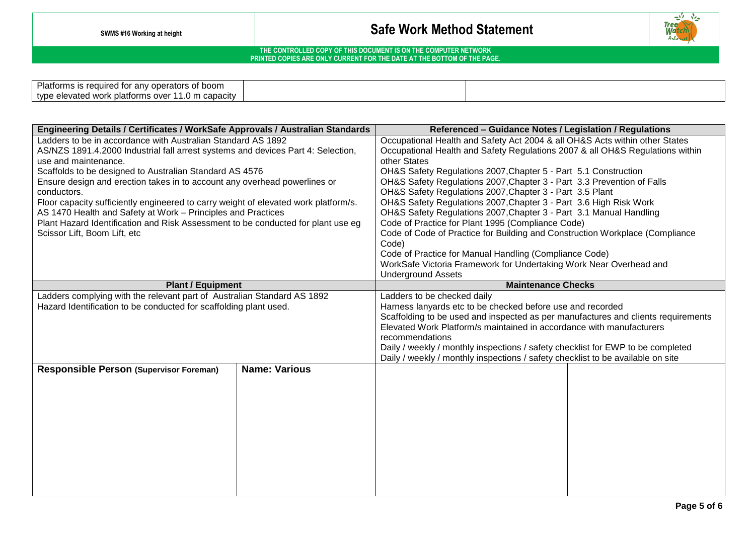| Platforms is required for any operators of boom type elevated work platforms over 11.0 m capacity | | |
|---|---|---|

| Engineering Details / Certificates / WorkSafe Approvals / Australian Standards | | Referenced – Guidance Notes / Legislation / Regulations | |
|---|---|---|---|
| Ladders to be in accordance with Australian Standard AS 1892<br>AS/NZS 1891.4.2000 Industrial fall arrest systems and devices Part 4: Selection, use and maintenance.<br>Scaffolds to be designed to Australian Standard AS 4576<br>Ensure design and erection takes in to account any overhead powerlines or conductors.<br>Floor capacity sufficiently engineered to carry weight of elevated work platform/s.<br>AS 1470 Health and Safety at Work – Principles and Practices<br>Plant Hazard Identification and Risk Assessment to be conducted for plant use eg Scissor Lift, Boom Lift, etc | | Occupational Health and Safety Act 2004 & all OH&S Acts within other States<br>Occupational Health and Safety Regulations 2007 & all OH&S Regulations within other States<br>OH&S Safety Regulations 2007,Chapter 5 - Part 5.1 Construction<br>OH&S Safety Regulations 2007,Chapter 3 - Part 3.3 Prevention of Falls<br>OH&S Safety Regulations 2007,Chapter 3 - Part 3.5 Plant<br>OH&S Safety Regulations 2007,Chapter 3 - Part 3.6 High Risk Work<br>OH&S Safety Regulations 2007,Chapter 3 - Part 3.1 Manual Handling<br>Code of Practice for Plant 1995 (Compliance Code)<br>Code of Code of Practice for Building and Construction Workplace (Compliance Code)<br>Code of Practice for Manual Handling (Compliance Code)<br>WorkSafe Victoria Framework for Undertaking Work Near Overhead and Underground Assets | |
| **Plant / Equipment** | | **Maintenance Checks** | |
| Ladders complying with the relevant part of Australian Standard AS 1892<br>Hazard Identification to be conducted for scaffolding plant used. | | Ladders to be checked daily<br>Harness lanyards etc to be checked before use and recorded<br>Scaffolding to be used and inspected as per manufactures and clients requirements<br>Elevated Work Platform/s maintained in accordance with manufacturers recommendations<br>Daily / weekly / monthly inspections / safety checklist for EWP to be completed<br>Daily / weekly / monthly inspections / safety checklist to be available on site | |
| **Responsible Person (Supervisor Foreman)** | **Name: Various** | | |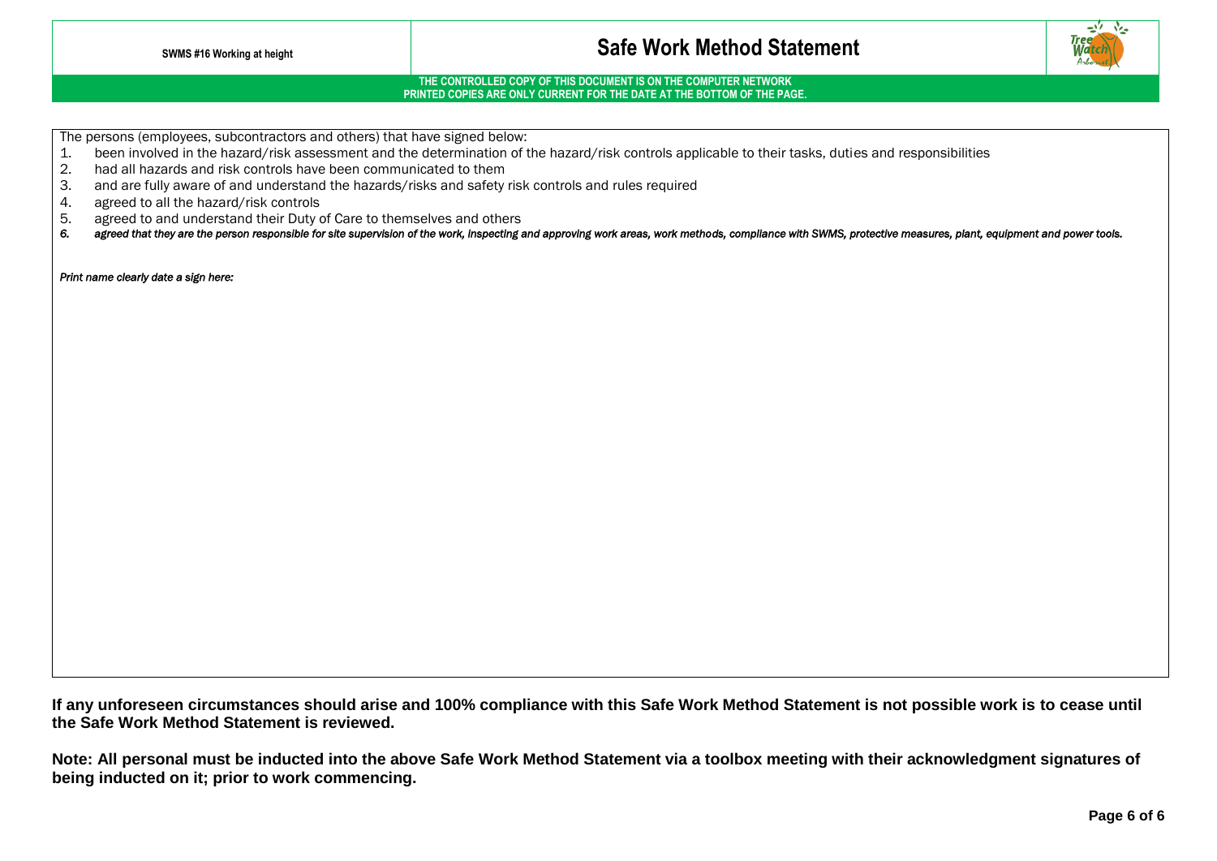The persons (employees, subcontractors and others) that have signed below:

1. been involved in the hazard/risk assessment and the determination of the hazard/risk controls applicable to their tasks, duties and responsibilities
2. had all hazards and risk controls have been communicated to them
3. and are fully aware of and understand the hazards/risks and safety risk controls and rules required
4. agreed to all the hazard/risk controls
5. agreed to and understand their Duty of Care to themselves and others
6. *agreed that they are the person responsible for site supervision of the work, inspecting and approving work areas, work methods, compliance with SWMS, protective measures, plant, equipment and power tools.*

*Print name clearly date a sign here:*

**If any unforeseen circumstances should arise and 100% compliance with this Safe Work Method Statement is not possible work is to cease until the Safe Work Method Statement is reviewed.**

**Note: All personal must be inducted into the above Safe Work Method Statement via a toolbox meeting with their acknowledgment signatures of being inducted on it; prior to work commencing.**